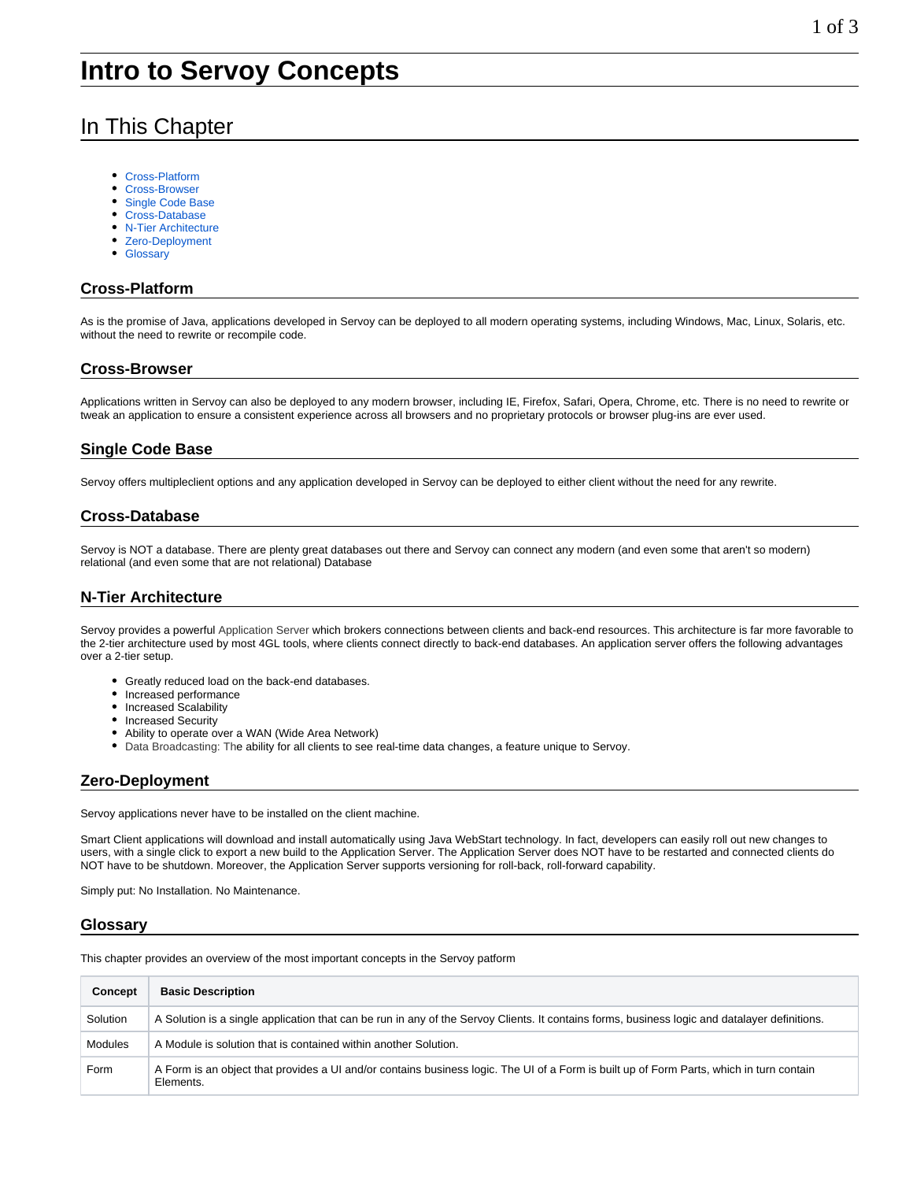# Intro to Servoy Concepts

## In This Chapter

- Cross-Platform
- Cross-Browser
- Single Code Base
- Cross-Database
- N-Tier Architecture
- Zero-Deployment
- Glossary

### Cross-Platform

As is the promise of Java, applications developed in Servoy can be deployed to all modern operating systems, including Windows, Mac, Linux, Solaris, etc. without the need to rewrite or recompile code.

### Cross-Browser

Applications written in Servoy can also be deployed to any modern browser, including IE, Firefox, Safari, Opera, Chrome, etc. There is no need to rewrite or tweak an application to ensure a consistent experience across all browsers and no proprietary protocols or browser plug-ins are ever used.

### Single Code Base

Servoy offers multipleclient options and any application developed in Servoy can be deployed to either client without the need for any rewrite.

### Cross-Database

Servoy is NOT a database. There are plenty great databases out there and Servoy can connect any modern (and even some that aren't so modern) relational (and even some that are not relational) Database

### N-Tier Architecture

Servoy provides a powerful Application Server which brokers connections between clients and back-end resources. This architecture is far more favorable to the 2-tier architecture used by most 4GL tools, where clients connect directly to back-end databases. An application server offers the following advantages over a 2-tier setup.

- Greatly reduced load on the back-end databases.
- Increased performance
- Increased Scalability
- Increased Security
- Ability to operate over a WAN (Wide Area Network)
- Data Broadcasting: The ability for all clients to see real-time data changes, a feature unique to Servoy.

### Zero-Deployment

Servoy applications never have to be installed on the client machine.

Smart Client applications will download and install automatically using Java WebStart technology. In fact, developers can easily roll out new changes to users, with a single click to export a new build to the Application Server. The Application Server does NOT have to be restarted and connected clients do NOT have to be shutdown. Moreover, the Application Server supports versioning for roll-back, roll-forward capability.

Simply put: No Installation. No Maintenance.

### Glossary

This chapter provides an overview of the most important concepts in the Servoy patform

| Concept | Basic Description |
|---|---|
| Solution | A Solution is a single application that can be run in any of the Servoy Clients. It contains forms, business logic and datalayer definitions. |
| Modules | A Module is solution that is contained within another Solution. |
| Form | A Form is an object that provides a UI and/or contains business logic. The UI of a Form is built up of Form Parts, which in turn contain Elements. |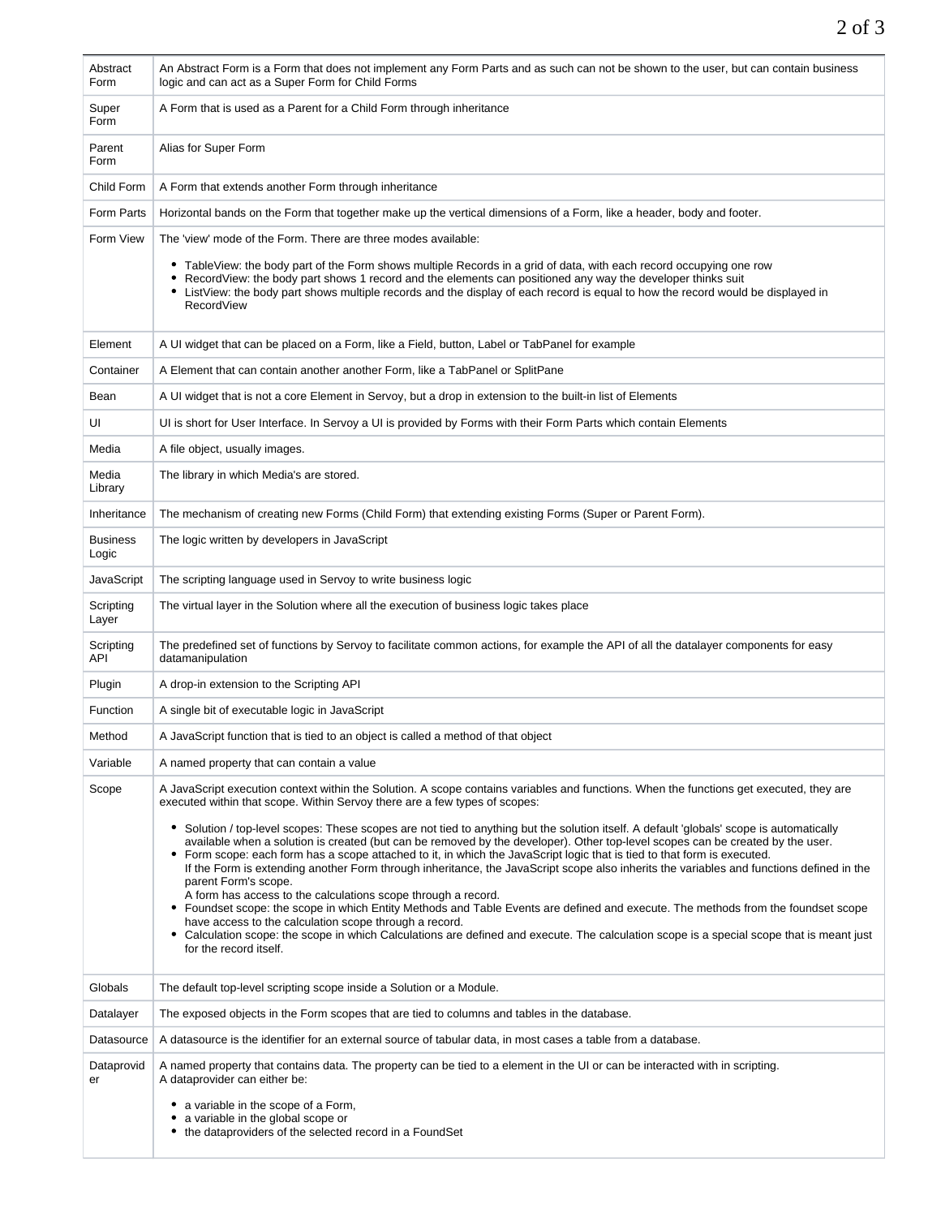| | |
|---|---|
| Abstract Form | An Abstract Form is a Form that does not implement any Form Parts and as such can not be shown to the user, but can contain business logic and can act as a Super Form for Child Forms |
| Super Form | A Form that is used as a Parent for a Child Form through inheritance |
| Parent Form | Alias for Super Form |
| Child Form | A Form that extends another Form through inheritance |
| Form Parts | Horizontal bands on the Form that together make up the vertical dimensions of a Form, like a header, body and footer. |
| Form View | The 'view' mode of the Form. There are three modes available:<br><br>• TableView: the body part of the Form shows multiple Records in a grid of data, with each record occupying one row<br>• RecordView: the body part shows 1 record and the elements can positioned any way the developer thinks suit<br>• ListView: the body part shows multiple records and the display of each record is equal to how the record would be displayed in RecordView |
| Element | A UI widget that can be placed on a Form, like a Field, button, Label or TabPanel for example |
| Container | A Element that can contain another another Form, like a TabPanel or SplitPane |
| Bean | A UI widget that is not a core Element in Servoy, but a drop in extension to the built-in list of Elements |
| UI | UI is short for User Interface. In Servoy a UI is provided by Forms with their Form Parts which contain Elements |
| Media | A file object, usually images. |
| Media Library | The library in which Media's are stored. |
| Inheritance | The mechanism of creating new Forms (Child Form) that extending existing Forms (Super or Parent Form). |
| Business Logic | The logic written by developers in JavaScript |
| JavaScript | The scripting language used in Servoy to write business logic |
| Scripting Layer | The virtual layer in the Solution where all the execution of business logic takes place |
| Scripting API | The predefined set of functions by Servoy to facilitate common actions, for example the API of all the datalayer components for easy datamanipulation |
| Plugin | A drop-in extension to the Scripting API |
| Function | A single bit of executable logic in JavaScript |
| Method | A JavaScript function that is tied to an object is called a method of that object |
| Variable | A named property that can contain a value |
| Scope | A JavaScript execution context within the Solution. A scope contains variables and functions. When the functions get executed, they are executed within that scope. Within Servoy there are a few types of scopes:<br><br>• Solution / top-level scopes: These scopes are not tied to anything but the solution itself. A default 'globals' scope is automatically available when a solution is created (but can be removed by the developer). Other top-level scopes can be created by the user.<br>• Form scope: each form has a scope attached to it, in which the JavaScript logic that is tied to that form is executed.<br>If the Form is extending another Form through inheritance, the JavaScript scope also inherits the variables and functions defined in the parent Form's scope.<br>A form has access to the calculations scope through a record.<br>• Foundset scope: the scope in which Entity Methods and Table Events are defined and execute. The methods from the foundset scope have access to the calculation scope through a record.<br>• Calculation scope: the scope in which Calculations are defined and execute. The calculation scope is a special scope that is meant just for the record itself. |
| Globals | The default top-level scripting scope inside a Solution or a Module. |
| Datalayer | The exposed objects in the Form scopes that are tied to columns and tables in the database. |
| Datasource | A datasource is the identifier for an external source of tabular data, in most cases a table from a database. |
| Dataprovider | A named property that contains data. The property can be tied to a element in the UI or can be interacted with in scripting.<br>A dataprovider can either be:<br><br>• a variable in the scope of a Form,<br>• a variable in the global scope or<br>• the dataproviders of the selected record in a FoundSet |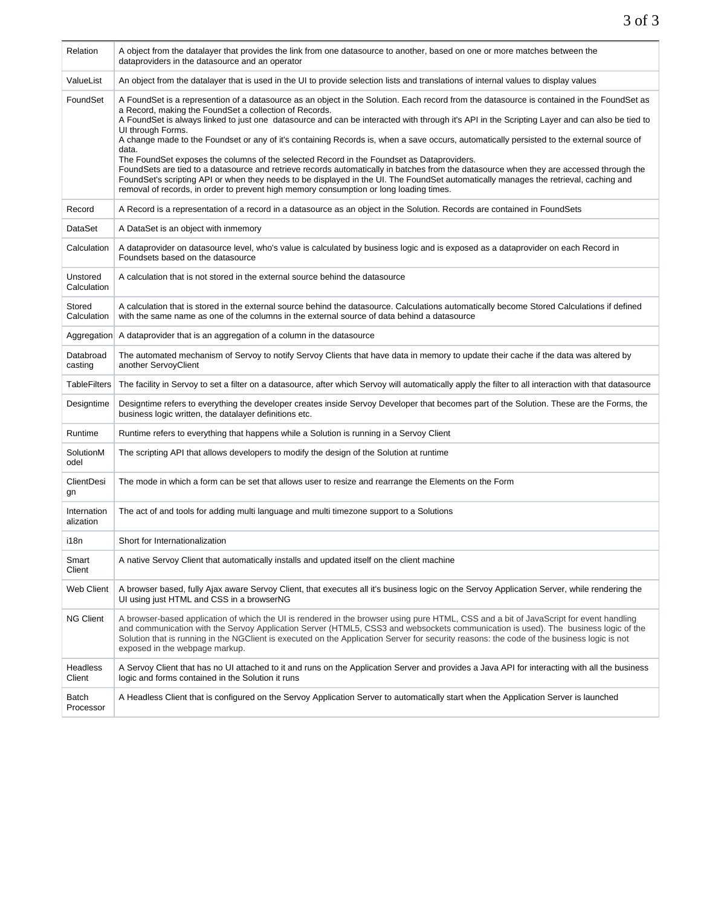| | |
|---|---|
| Relation | A object from the datalayer that provides the link from one datasource to another, based on one or more matches between the dataproviders in the datasource and an operator |
| ValueList | An object from the datalayer that is used in the UI to provide selection lists and translations of internal values to display values |
| FoundSet | A FoundSet is a represention of a datasource as an object in the Solution. Each record from the datasource is contained in the FoundSet as a Record, making the FoundSet a collection of Records.<br>A FoundSet is always linked to just one datasource and can be interacted with through it's API in the Scripting Layer and can also be tied to UI through Forms.<br>A change made to the Foundset or any of it's containing Records is, when a save occurs, automatically persisted to the external source of data.<br>The FoundSet exposes the columns of the selected Record in the Foundset as Dataproviders.<br>FoundSets are tied to a datasource and retrieve records automatically in batches from the datasource when they are accessed through the FoundSet's scripting API or when they needs to be displayed in the UI. The FoundSet automatically manages the retrieval, caching and removal of records, in order to prevent high memory consumption or long loading times. |
| Record | A Record is a representation of a record in a datasource as an object in the Solution. Records are contained in FoundSets |
| DataSet | A DataSet is an object with inmemory |
| Calculation | A dataprovider on datasource level, who's value is calculated by business logic and is exposed as a dataprovider on each Record in Foundsets based on the datasource |
| Unstored Calculation | A calculation that is not stored in the external source behind the datasource |
| Stored Calculation | A calculation that is stored in the external source behind the datasource. Calculations automatically become Stored Calculations if defined with the same name as one of the columns in the external source of data behind a datasource |
| Aggregation | A dataprovider that is an aggregation of a column in the datasource |
| Databroadcasting | The automated mechanism of Servoy to notify Servoy Clients that have data in memory to update their cache if the data was altered by another ServoyClient |
| TableFilters | The facility in Servoy to set a filter on a datasource, after which Servoy will automatically apply the filter to all interaction with that datasource |
| Designtime | Designtime refers to everything the developer creates inside Servoy Developer that becomes part of the Solution. These are the Forms, the business logic written, the datalayer definitions etc. |
| Runtime | Runtime refers to everything that happens while a Solution is running in a Servoy Client |
| SolutionModel | The scripting API that allows developers to modify the design of the Solution at runtime |
| ClientDesign | The mode in which a form can be set that allows user to resize and rearrange the Elements on the Form |
| Internationalization | The act of and tools for adding multi language and multi timezone support to a Solutions |
| i18n | Short for Internationalization |
| Smart Client | A native Servoy Client that automatically installs and updated itself on the client machine |
| Web Client | A browser based, fully Ajax aware Servoy Client, that executes all it's business logic on the Servoy Application Server, while rendering the UI using just HTML and CSS in a browserNG |
| NG Client | A browser-based application of which the UI is rendered in the browser using pure HTML, CSS and a bit of JavaScript for event handling and communication with the Servoy Application Server (HTML5, CSS3 and websockets communication is used). The business logic of the Solution that is running in the NGClient is executed on the Application Server for security reasons: the code of the business logic is not exposed in the webpage markup. |
| Headless Client | A Servoy Client that has no UI attached to it and runs on the Application Server and provides a Java API for interacting with all the business logic and forms contained in the Solution it runs |
| Batch Processor | A Headless Client that is configured on the Servoy Application Server to automatically start when the Application Server is launched |